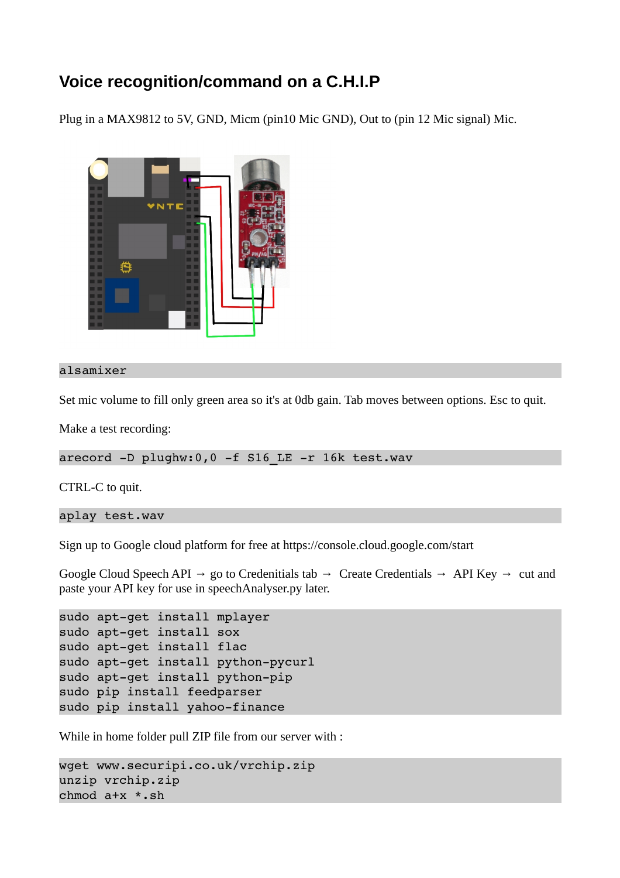# Voice recognition/command on a C.H.I.P

Plug in a MAX9812 to 5V, GND, Micm (pin10 Mic GND), Out to (pin 12 Mic signal) Mic.

```
alsamixer
```

Set mic volume to fill only green area so it's at 0db gain. Tab moves between options. Esc to quit.

Make a test recording:

```
arecord -D plughw:0,0 -f S16_LE -r 16k test.wav
```

CTRL-C to quit.

```
aplay test.wav
```

Sign up to Google cloud platform for free at https://console.cloud.google.com/start

Google Cloud Speech API → go to Credenitials tab → Create Credentials → API Key → cut and paste your API key for use in speechAnalyser.py later.

```
sudo apt-get install mplayer
sudo apt-get install sox
sudo apt-get install flac
sudo apt-get install python-pycurl
sudo apt-get install python-pip
sudo pip install feedparser
sudo pip install yahoo-finance
```

While in home folder pull ZIP file from our server with :

```
wget www.securipi.co.uk/vrchip.zip
unzip vrchip.zip
chmod a+x *.sh
```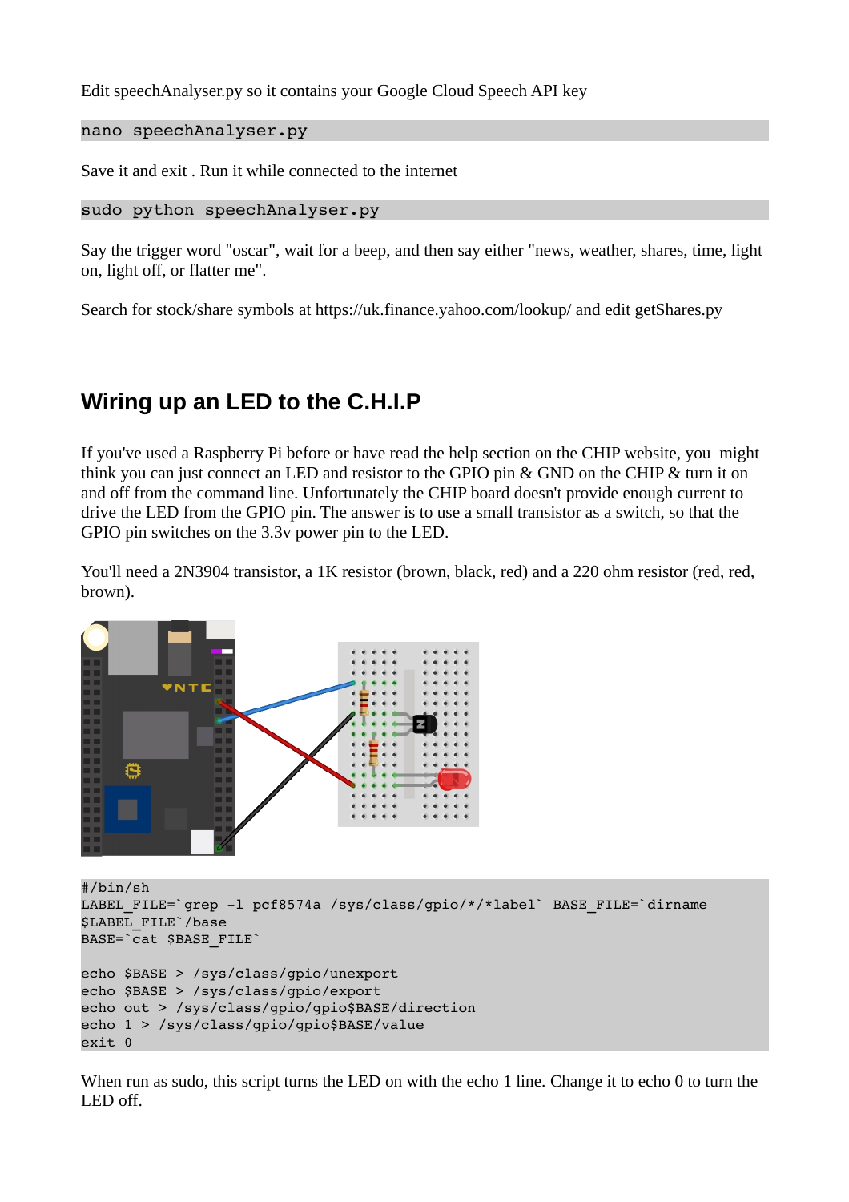Edit speechAnalyser.py so it contains your Google Cloud Speech API key

```
nano speechAnalyser.py
```

Save it and exit . Run it while connected to the internet

```
sudo python speechAnalyser.py
```

Say the trigger word "oscar", wait for a beep, and then say either "news, weather, shares, time, light on, light off, or flatter me".

Search for stock/share symbols at https://uk.finance.yahoo.com/lookup/ and edit getShares.py

## Wiring up an LED to the C.H.I.P

If you've used a Raspberry Pi before or have read the help section on the CHIP website, you might think you can just connect an LED and resistor to the GPIO pin & GND on the CHIP & turn it on and off from the command line. Unfortunately the CHIP board doesn't provide enough current to drive the LED from the GPIO pin. The answer is to use a small transistor as a switch, so that the GPIO pin switches on the 3.3v power pin to the LED.

You'll need a 2N3904 transistor, a 1K resistor (brown, black, red) and a 220 ohm resistor (red, red, brown).

```
#/bin/sh
LABEL_FILE=`grep -l pcf8574a /sys/class/gpio/*/*label` BASE_FILE=`dirname
$LABEL_FILE`/base
BASE=`cat $BASE_FILE`

echo $BASE > /sys/class/gpio/unexport
echo $BASE > /sys/class/gpio/export
echo out > /sys/class/gpio/gpio$BASE/direction
echo 1 > /sys/class/gpio/gpio$BASE/value
exit 0
```

When run as sudo, this script turns the LED on with the echo 1 line. Change it to echo 0 to turn the LED off.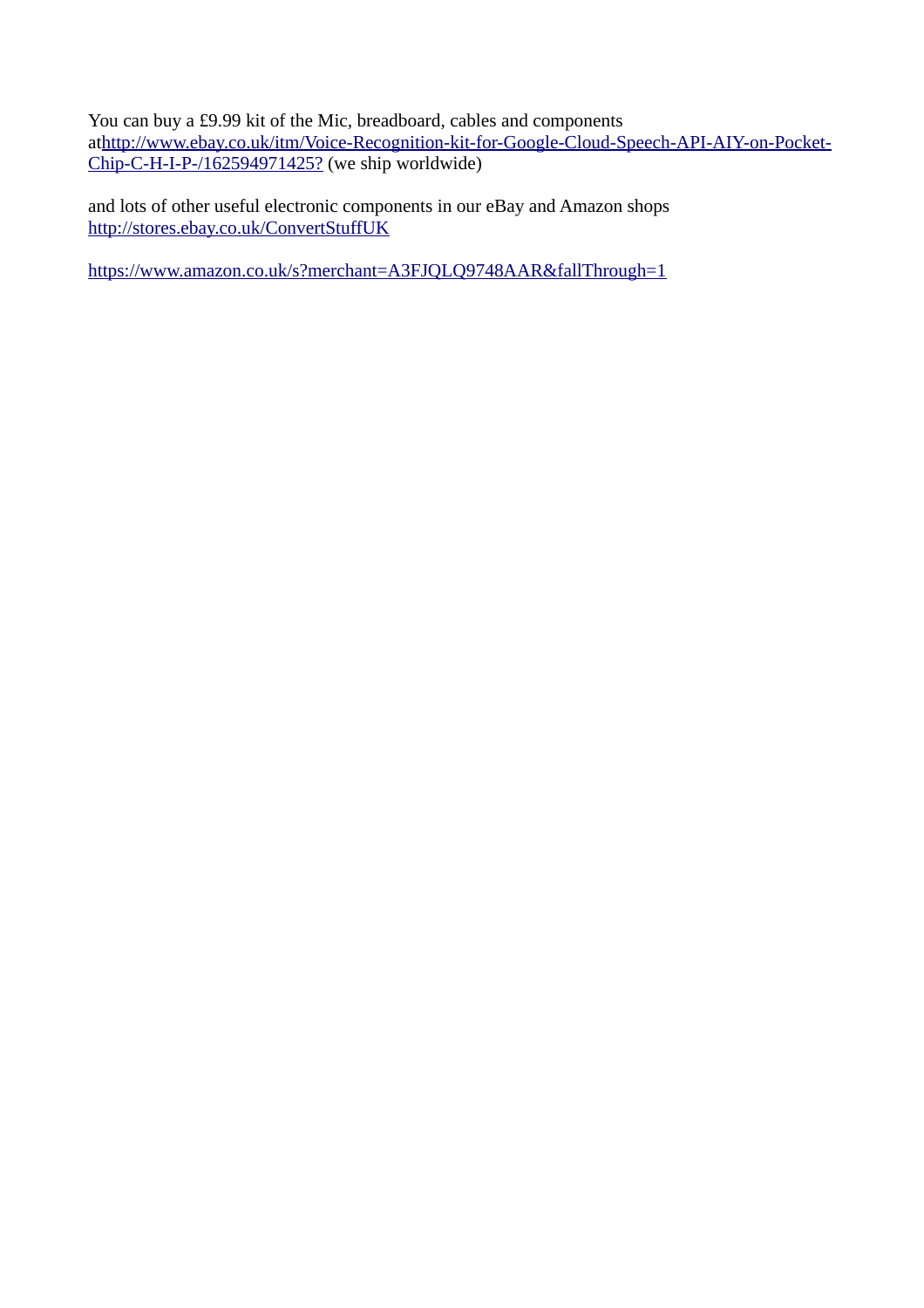You can buy a £9.99 kit of the Mic, breadboard, cables and components at[http://www.ebay.co.uk/itm/Voice-Recognition-kit-for-Google-Cloud-Speech-API-AIY-on-Pocket-Chip-C-H-I-P-/162594971425?](http://www.ebay.co.uk/itm/Voice-Recognition-kit-for-Google-Cloud-Speech-API-AIY-on-Pocket-Chip-C-H-I-P-/162594971425?) (we ship worldwide)

and lots of other useful electronic components in our eBay and Amazon shops [http://stores.ebay.co.uk/ConvertStuffUK](http://stores.ebay.co.uk/ConvertStuffUK)

[https://www.amazon.co.uk/s?merchant=A3FJQLQ9748AAR&fallThrough=1](https://www.amazon.co.uk/s?merchant=A3FJQLQ9748AAR&fallThrough=1)